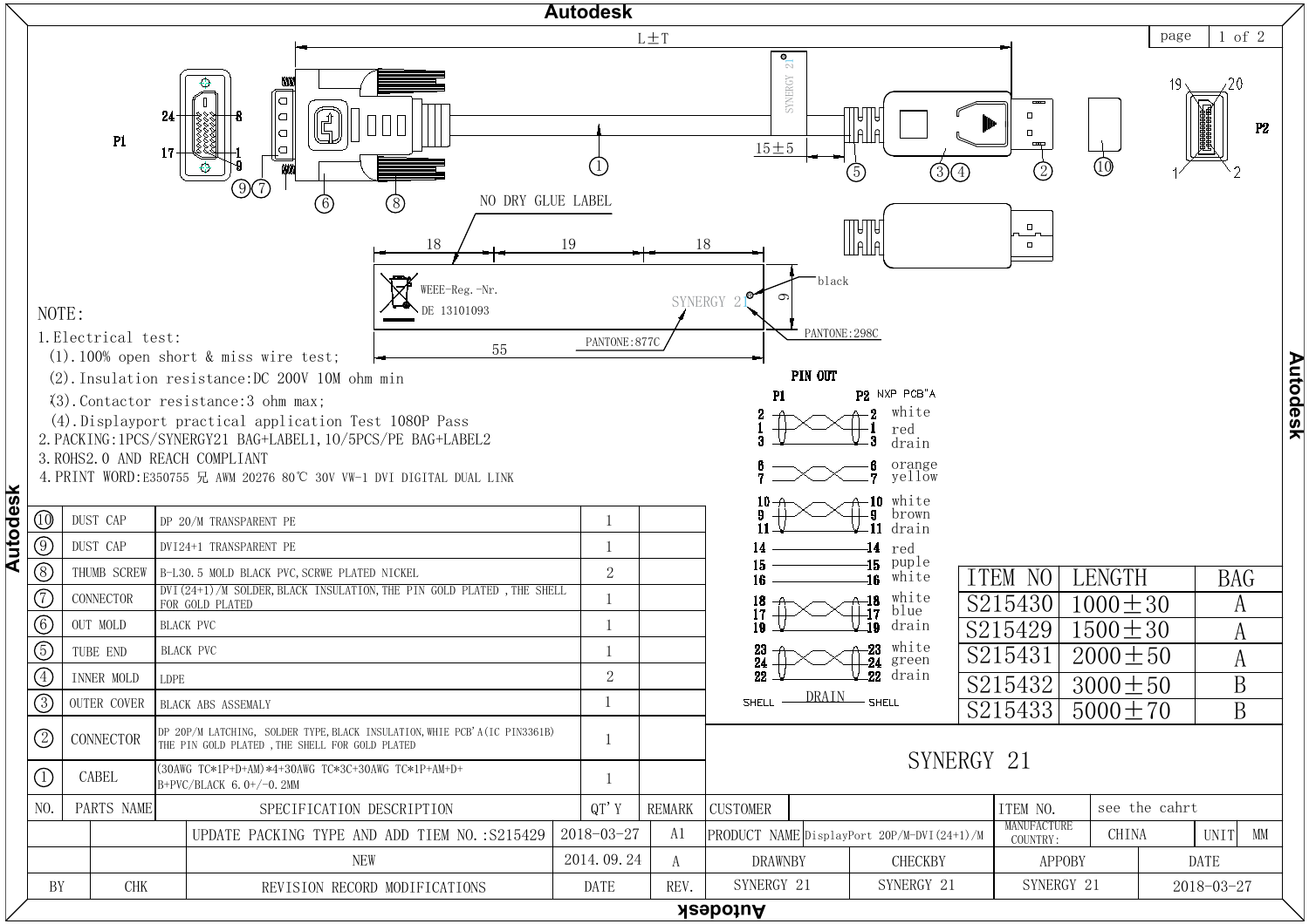L±T

P1 — P2

15±5

NO DRY GLUE LABEL

18 | 19 | 18

WEEE-Reg.-Nr.
DE 13101093

SYNERGY 21

black

9

PANTONE:877C

PANTONE:298C

55

NOTE:

1. Electrical test:
   (1). 100% open short & miss wire test;
   (2). Insulation resistance:DC 200V 10M ohm min
   (3). Contactor resistance:3 ohm max;
   (4). Displayport practical application Test 1080P Pass
2. PACKING:1PCS/SYNERGY21 BAG+LABEL1,10/5PCS/PE BAG+LABEL2
3. ROHS2.0 AND REACH COMPLIANT
4. PRINT WORD:E350755 兄 AWM 20276 80℃ 30V VW-1 DVI DIGITAL DUAL LINK

**PIN OUT**

| P1 | P2 (NXP PCB"A) | Color |
|---|---|---|
| 2 | 2 | white |
| 1 | 1 | red |
| 3 | 3 | drain |
| 6 | 6 | orange |
| 7 | 7 | yellow |
| 10 | 10 | white |
| 9 | 9 | brown |
| 11 | 11 | drain |
| 14 | 14 | red |
| 15 | 15 | puple |
| 16 | 16 | white |
| 18 | 18 | white |
| 17 | 17 | blue |
| 19 | 19 | drain |
| 23 | 23 | white |
| 24 | 24 | green |
| 22 | 22 | drain |
| SHELL | SHELL | DRAIN |

| ITEM NO | LENGTH | BAG |
|---|---|---|
| S215430 | 1000±30 | A |
| S215429 | 1500±30 | A |
| S215431 | 2000±50 | A |
| S215432 | 3000±50 | B |
| S215433 | 5000±70 | B |

| NO. | PARTS NAME | SPECIFICATION DESCRIPTION | QT'Y | REMARK |
|---|---|---|---|---|
| 10 | DUST CAP | DP 20/M TRANSPARENT PE | 1 | |
| 9 | DUST CAP | DVI24+1 TRANSPARENT PE | 1 | |
| 8 | THUMB SCREW | B-L30.5 MOLD BLACK PVC,SCRWE PLATED NICKEL | 2 | |
| 7 | CONNECTOR | DVI(24+1)/M SOLDER,BLACK INSULATION,THE PIN GOLD PLATED ,THE SHELL FOR GOLD PLATED | 1 | |
| 6 | OUT MOLD | BLACK PVC | 1 | |
| 5 | TUBE END | BLACK PVC | 1 | |
| 4 | INNER MOLD | LDPE | 2 | |
| 3 | OUTER COVER | BLACK ABS ASSEMALY | 1 | |
| 2 | CONNECTOR | DP 20P/M LATCHING, SOLDER TYPE,BLACK INSULATION,WHIE PCB'A(IC PIN3361B) THE PIN GOLD PLATED ,THE SHELL FOR GOLD PLATED | 1 | |
| 1 | CABEL | (30AWG TC*1P+D+AM)*4+30AWG TC*3C+30AWG TC*1P+AM+D+B+PVC/BLACK 6.0+/-0.2MM | 1 | |

SYNERGY 21

| BY | CHK | REVISION RECORD MODIFICATIONS | DATE | REV. |
|---|---|---|---|---|
| | | UPDATE PACKING TYPE AND ADD TIEM NO.:S215429 | 2018-03-27 | A1 |
| | | NEW | 2014.09.24 | A |

| CUSTOMER | | ITEM NO. | see the cahrt | | |
|---|---|---|---|---|---|
| PRODUCT NAME | DisplayPort 20P/M-DVI(24+1)/M | MANUFACTURE COUNTRY: | CHINA | UNIT | MM |
| DRAWNBY | CHECKBY | APPOBY | DATE | | |
| SYNERGY 21 | SYNERGY 21 | SYNERGY 21 | 2018-03-27 | | |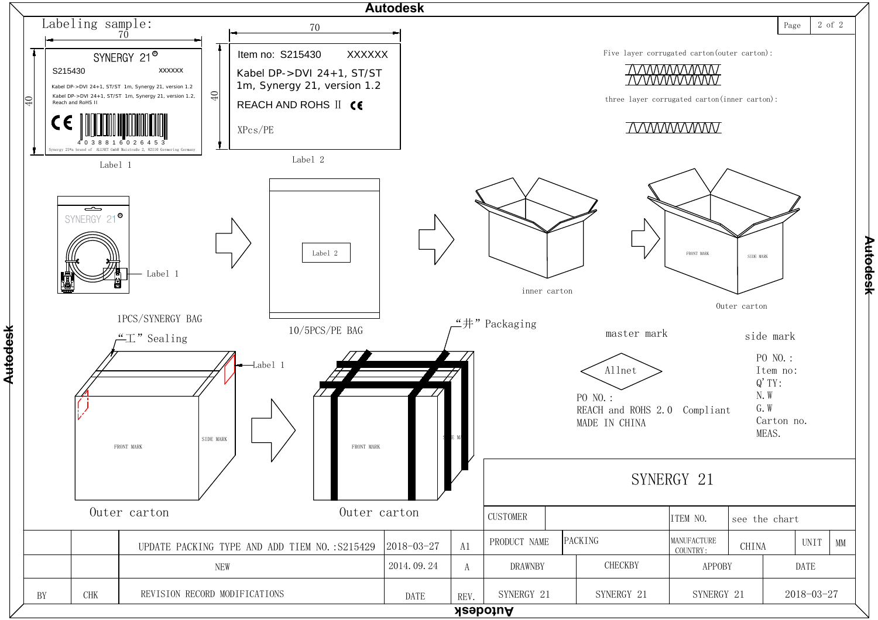Labeling sample:

70

40

SYNERGY 21®

S215430 XXXXXX

Kabel DP->DVI 24+1, ST/ST 1m, Synergy 21, version 1.2

Kabel DP->DVI 24+1, ST/ST 1m, Synergy 21, version 1.2, Reach and RoHS II

4 0 3 8 8 1 6 0 2 6 4 5 3

Synergy 21®a brand of ALLNET GmbH Maistraße 2, 82110 Germering Germany

Label 1

70

40

Item no: S215430 XXXXXX

Kabel DP->DVI 24+1, ST/ST 1m, Synergy 21, version 1.2

REACH AND ROHS Ⅱ CE

XPcs/PE

Label 2

Five layer corrugated carton(outer carton):

three layer corrugated carton(inner carton):

SYNERGY 21®

Label 1

1PCS/SYNERGY BAG

Label 2

10/5PCS/PE BAG

inner carton

FRONT MARK

SIDE MARK

Outer carton

“工” Sealing

Label 1

FRONT MARK

SIDE MARK

Outer carton

“井” Packaging

FRONT MARK

SIDE MA

Outer carton

master mark

Allnet

PO NO.:
REACH and ROHS 2.0 Compliant
MADE IN CHINA

side mark

PO NO.:
Item no:
Q'TY:
N.W
G.W
Carton no.
MEAS.

SYNERGY 21

| | | | | | | | | |
|---|---|---|---|---|---|---|---|---|
| CUSTOMER | | | ITEM NO. | see the chart | | | | |
| PRODUCT NAME | PACKING | | MANUFACTURE COUNTRY: | CHINA | UNIT | MM | | |
| DRAWNBY | CHECKBY | | APPOBY | DATE | | | | |
| SYNERGY 21 | SYNERGY 21 | | SYNERGY 21 | 2018-03-27 | | | | |

| | | | | |
|---|---|---|---|---|
| | | UPDATE PACKING TYPE AND ADD TIEM NO.:S215429 | 2018-03-27 | A1 |
| | | NEW | 2014.09.24 | A |
| BY | CHK | REVISION RECORD MODIFICATIONS | DATE | REV. |